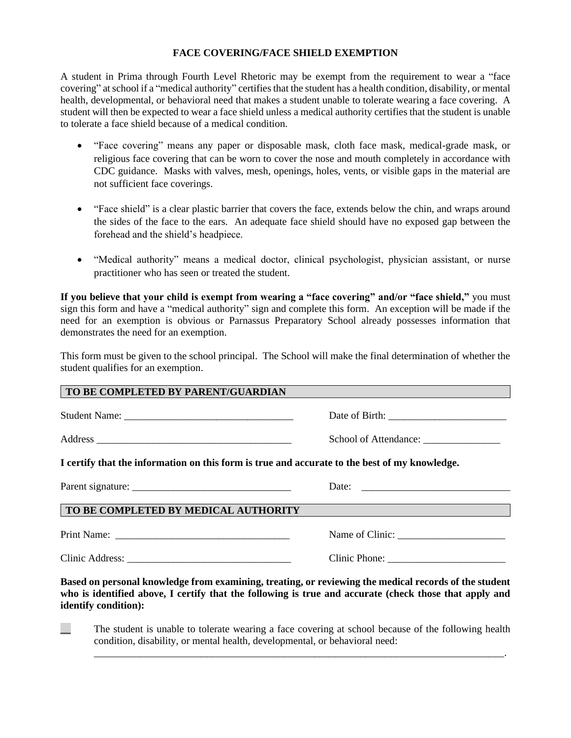# FACE COVERING/FACE SHIELD EXEMPTION

A student in Prima through Fourth Level Rhetoric may be exempt from the requirement to wear a "face covering" at school if a "medical authority" certifies that the student has a health condition, disability, or mental health, developmental, or behavioral need that makes a student unable to tolerate wearing a face covering. A student will then be expected to wear a face shield unless a medical authority certifies that the student is unable to tolerate a face shield because of a medical condition.

- "Face covering" means any paper or disposable mask, cloth face mask, medical-grade mask, or religious face covering that can be worn to cover the nose and mouth completely in accordance with CDC guidance. Masks with valves, mesh, openings, holes, vents, or visible gaps in the material are not sufficient face coverings.

- "Face shield" is a clear plastic barrier that covers the face, extends below the chin, and wraps around the sides of the face to the ears. An adequate face shield should have no exposed gap between the forehead and the shield's headpiece.

- "Medical authority" means a medical doctor, clinical psychologist, physician assistant, or nurse practitioner who has seen or treated the student.

**If you believe that your child is exempt from wearing a "face covering" and/or "face shield,"** you must sign this form and have a "medical authority" sign and complete this form. An exception will be made if the need for an exemption is obvious or Parnassus Preparatory School already possesses information that demonstrates the need for an exemption.

This form must be given to the school principal. The School will make the final determination of whether the student qualifies for an exemption.

## TO BE COMPLETED BY PARENT/GUARDIAN

Student Name: _________________________________ Date of Birth: _______________________

Address ______________________________________ School of Attendance: _______________

**I certify that the information on this form is true and accurate to the best of my knowledge.**

Parent signature: _______________________________ Date: _____________________________

## TO BE COMPLETED BY MEDICAL AUTHORITY

Print Name: __________________________________ Name of Clinic: _____________________

Clinic Address: _______________________________ Clinic Phone: _______________________

**Based on personal knowledge from examining, treating, or reviewing the medical records of the student who is identified above, I certify that the following is true and accurate (check those that apply and identify condition):**

__ The student is unable to tolerate wearing a face covering at school because of the following health condition, disability, or mental health, developmental, or behavioral need: ____________________________________________________________________________________.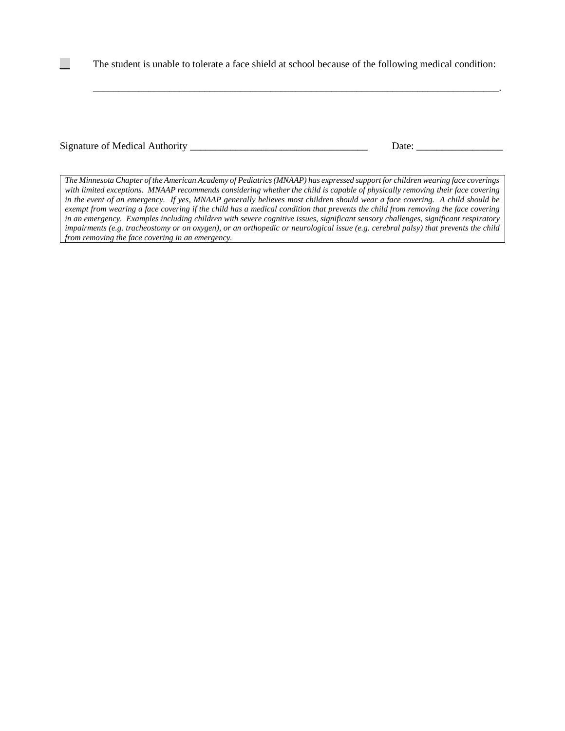__ The student is unable to tolerate a face shield at school because of the following medical condition:

_______________________________________________________________________________.

Signature of Medical Authority ___________________________________ Date: ________________

*The Minnesota Chapter of the American Academy of Pediatrics (MNAAP) has expressed support for children wearing face coverings with limited exceptions. MNAAP recommends considering whether the child is capable of physically removing their face covering in the event of an emergency. If yes, MNAAP generally believes most children should wear a face covering. A child should be exempt from wearing a face covering if the child has a medical condition that prevents the child from removing the face covering in an emergency. Examples including children with severe cognitive issues, significant sensory challenges, significant respiratory impairments (e.g. tracheostomy or on oxygen), or an orthopedic or neurological issue (e.g. cerebral palsy) that prevents the child from removing the face covering in an emergency.*